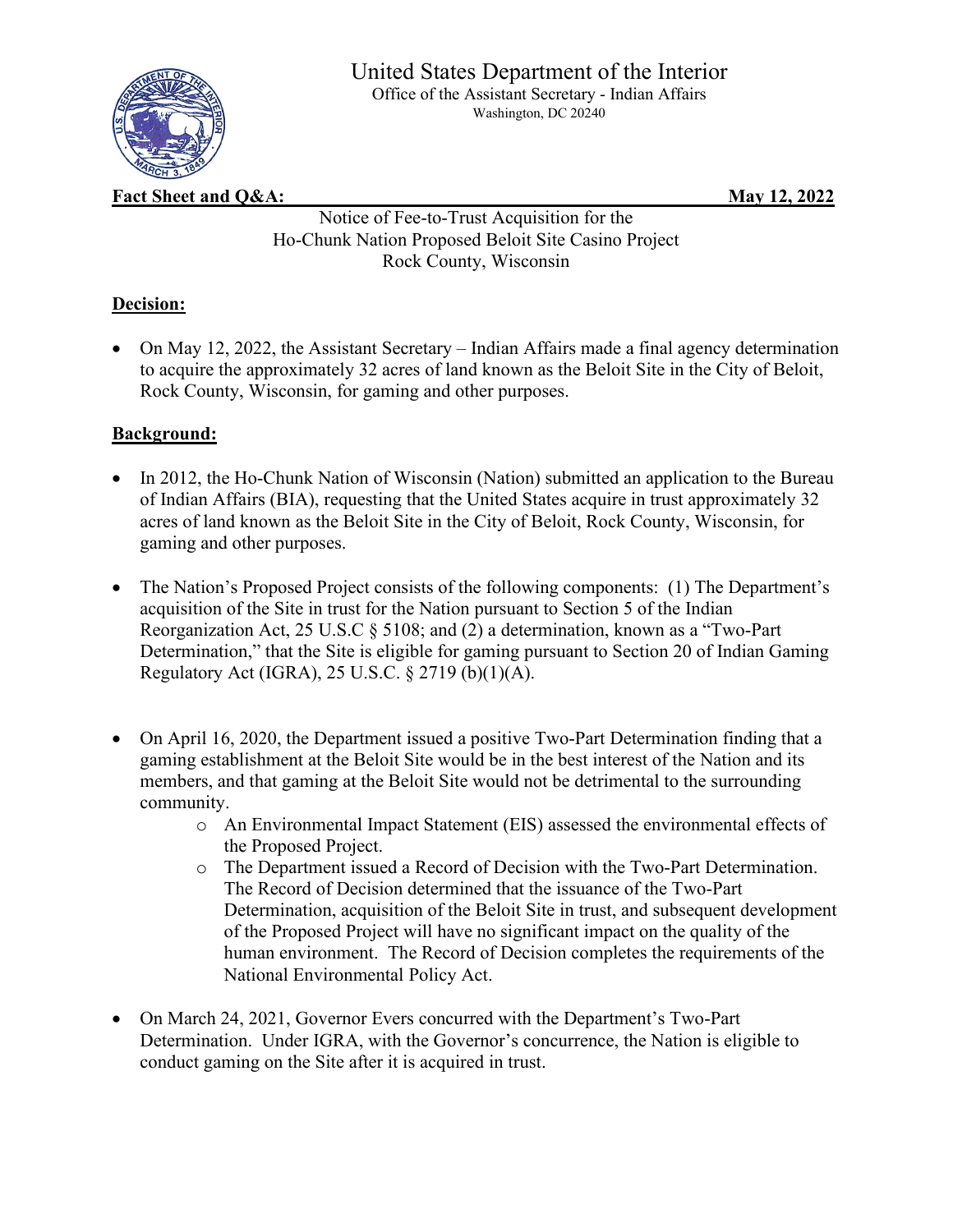# United States Department of the Interior

Office of the Assistant Secretary - Indian Affairs
Washington, DC 20240

**Fact Sheet and Q&A:** **May 12, 2022**

Notice of Fee-to-Trust Acquisition for the
Ho-Chunk Nation Proposed Beloit Site Casino Project
Rock County, Wisconsin

## Decision:

- On May 12, 2022, the Assistant Secretary – Indian Affairs made a final agency determination to acquire the approximately 32 acres of land known as the Beloit Site in the City of Beloit, Rock County, Wisconsin, for gaming and other purposes.

## Background:

- In 2012, the Ho-Chunk Nation of Wisconsin (Nation) submitted an application to the Bureau of Indian Affairs (BIA), requesting that the United States acquire in trust approximately 32 acres of land known as the Beloit Site in the City of Beloit, Rock County, Wisconsin, for gaming and other purposes.
- The Nation's Proposed Project consists of the following components: (1) The Department's acquisition of the Site in trust for the Nation pursuant to Section 5 of the Indian Reorganization Act, 25 U.S.C § 5108; and (2) a determination, known as a "Two-Part Determination," that the Site is eligible for gaming pursuant to Section 20 of Indian Gaming Regulatory Act (IGRA), 25 U.S.C. § 2719 (b)(1)(A).
- On April 16, 2020, the Department issued a positive Two-Part Determination finding that a gaming establishment at the Beloit Site would be in the best interest of the Nation and its members, and that gaming at the Beloit Site would not be detrimental to the surrounding community.
    - An Environmental Impact Statement (EIS) assessed the environmental effects of the Proposed Project.
    - The Department issued a Record of Decision with the Two-Part Determination. The Record of Decision determined that the issuance of the Two-Part Determination, acquisition of the Beloit Site in trust, and subsequent development of the Proposed Project will have no significant impact on the quality of the human environment. The Record of Decision completes the requirements of the National Environmental Policy Act.
- On March 24, 2021, Governor Evers concurred with the Department's Two-Part Determination. Under IGRA, with the Governor's concurrence, the Nation is eligible to conduct gaming on the Site after it is acquired in trust.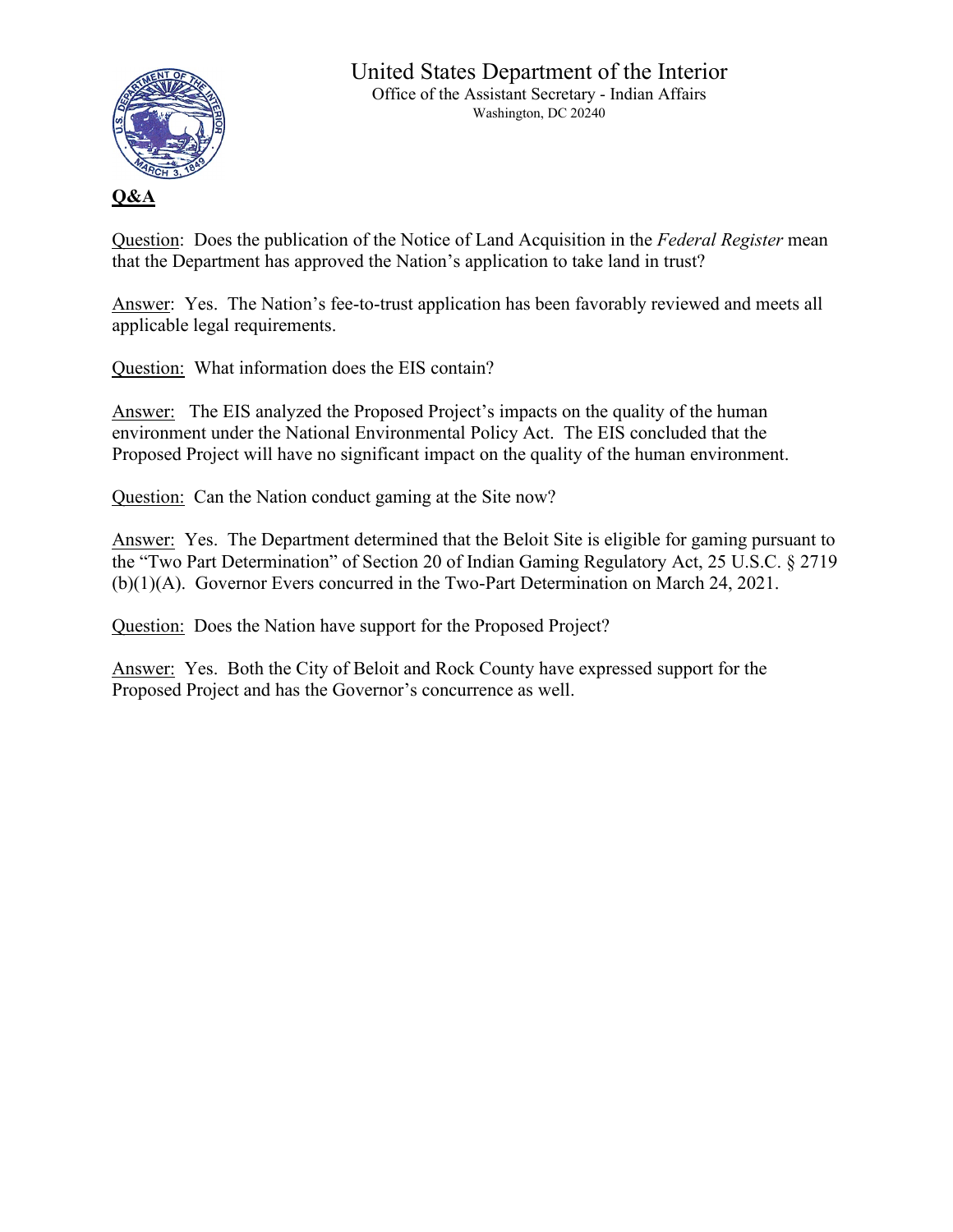# United States Department of the Interior

Office of the Assistant Secretary - Indian Affairs
Washington, DC 20240

**Q&A**

Question: Does the publication of the Notice of Land Acquisition in the *Federal Register* mean that the Department has approved the Nation's application to take land in trust?

Answer: Yes. The Nation's fee-to-trust application has been favorably reviewed and meets all applicable legal requirements.

Question: What information does the EIS contain?

Answer: The EIS analyzed the Proposed Project's impacts on the quality of the human environment under the National Environmental Policy Act. The EIS concluded that the Proposed Project will have no significant impact on the quality of the human environment.

Question: Can the Nation conduct gaming at the Site now?

Answer: Yes. The Department determined that the Beloit Site is eligible for gaming pursuant to the "Two Part Determination" of Section 20 of Indian Gaming Regulatory Act, 25 U.S.C. § 2719 (b)(1)(A). Governor Evers concurred in the Two-Part Determination on March 24, 2021.

Question: Does the Nation have support for the Proposed Project?

Answer: Yes. Both the City of Beloit and Rock County have expressed support for the Proposed Project and has the Governor's concurrence as well.